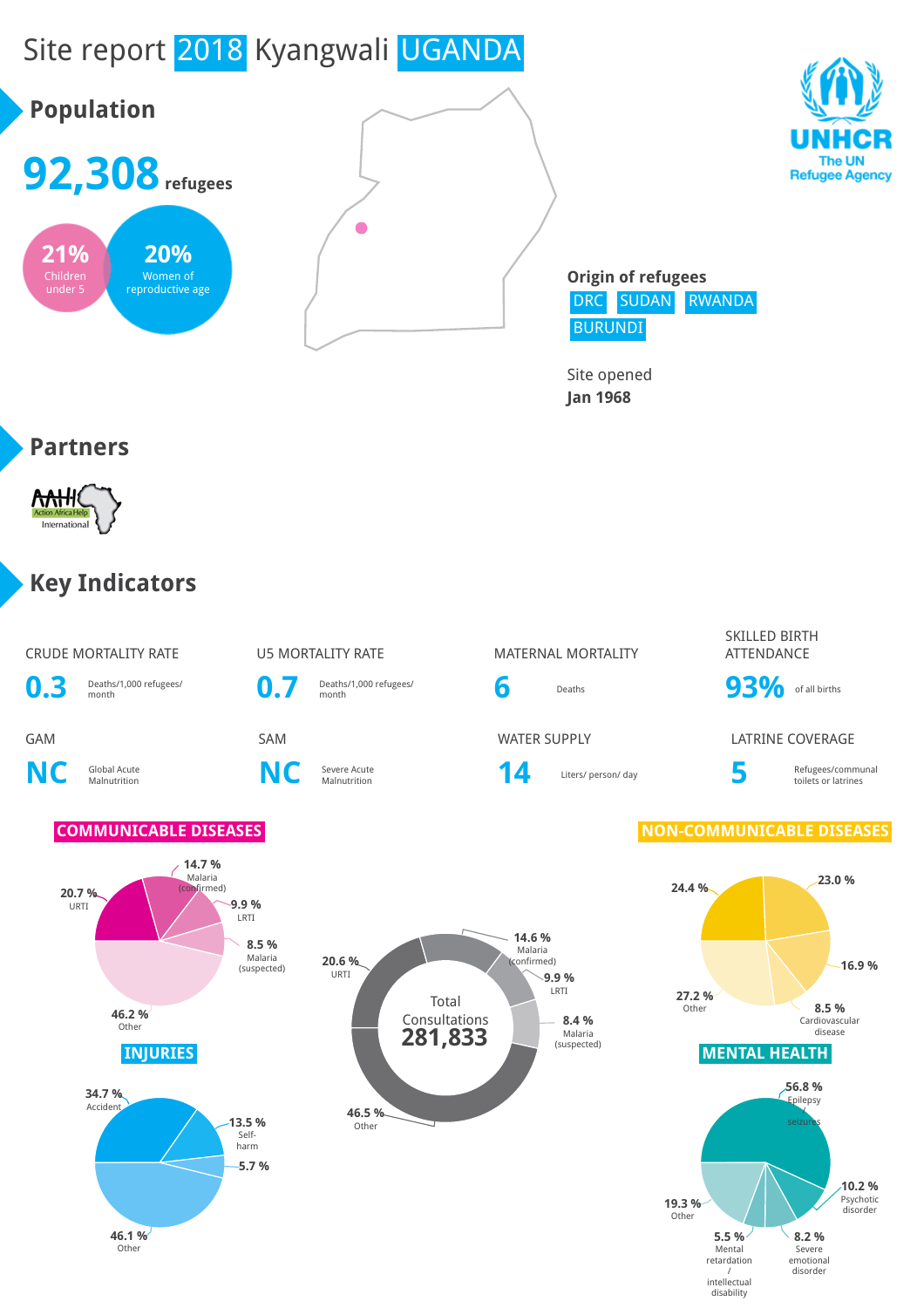# Site report 2018 Kyangwali UGANDA

UNHCR
The UN Refugee Agency

## Population

**92,308** refugees

**21%** Children under 5

**20%** Women of reproductive age

**Origin of refugees**
DRC SUDAN RWANDA BURUNDI

Site opened
**Jan 1968**

## Partners

Action Africa Help International

## Key Indicators

| CRUDE MORTALITY RATE | U5 MORTALITY RATE | MATERNAL MORTALITY | SKILLED BIRTH ATTENDANCE |
|---|---|---|---|
| **0.3** Deaths/1,000 refugees/ month | **0.7** Deaths/1,000 refugees/ month | **6** Deaths | **93%** of all births |

| GAM | SAM | WATER SUPPLY | LATRINE COVERAGE |
|---|---|---|---|
| **NC** Global Acute Malnutrition | **NC** Severe Acute Malnutrition | **14** Liters/ person/ day | **5** Refugees/communal toilets or latrines |

### COMMUNICABLE DISEASES

- 20.7 % URTI
- 14.7 % Malaria (confirmed)
- 9.9 % LRTI
- 8.5 % Malaria (suspected)
- 46.2 % Other

### Total Consultations 281,833

- 20.6 % URTI
- 14.6 % Malaria (confirmed)
- 9.9 % LRTI
- 8.4 % Malaria (suspected)
- 46.5 % Other

### NON-COMMUNICABLE DISEASES

- 24.4 %
- 23.0 %
- 16.9 %
- 8.5 % Cardiovascular disease
- 27.2 % Other

### INJURIES

- 34.7 % Accident
- 13.5 % Self-harm
- 5.7 %
- 46.1 % Other

### MENTAL HEALTH

- 56.8 % Epilepsy seizures
- 10.2 % Psychotic disorder
- 8.2 % Severe emotional disorder
- 5.5 % Mental retardation / intellectual disability
- 19.3 % Other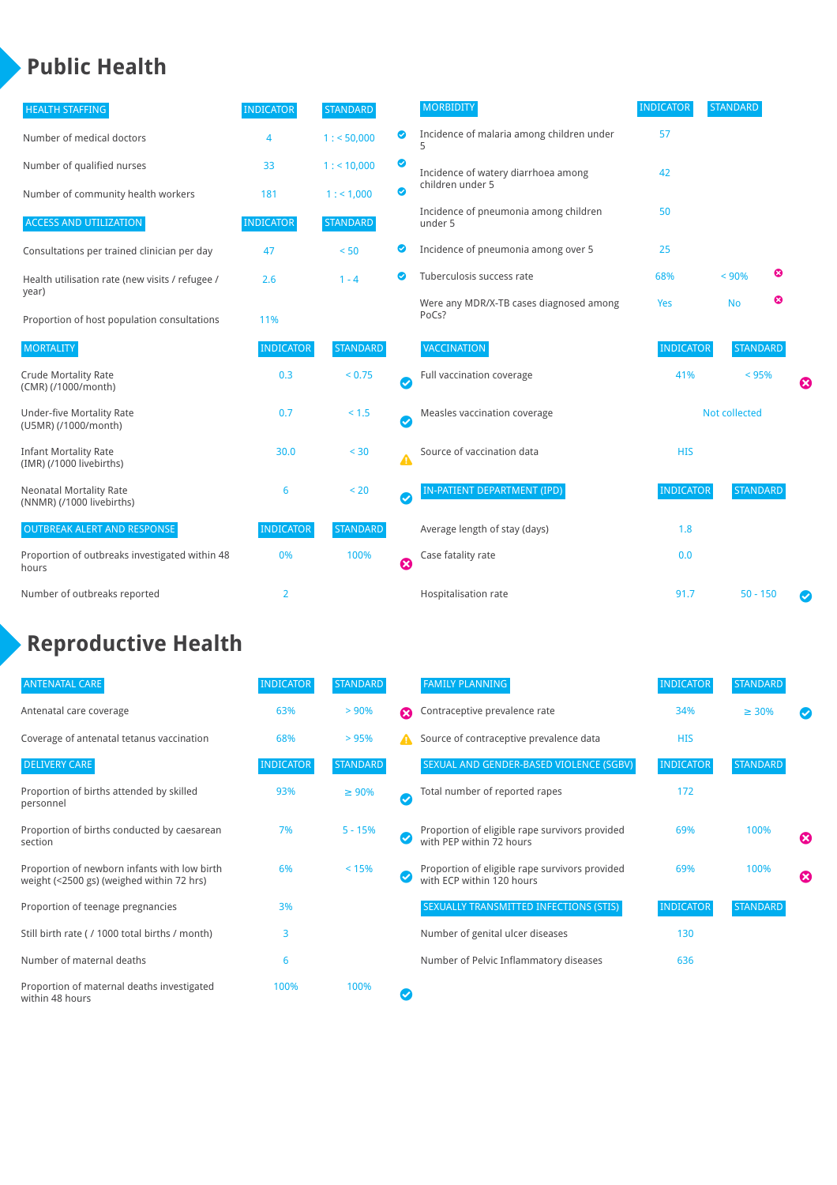# Public Health

| HEALTH STAFFING | INDICATOR | STANDARD | |
|---|---|---|---|
| Number of medical doctors | 4 | 1 : < 50,000 | ✔ |
| Number of qualified nurses | 33 | 1 : < 10,000 | ✔ |
| Number of community health workers | 181 | 1 : < 1,000 | ✔ |

| ACCESS AND UTILIZATION | INDICATOR | STANDARD | |
|---|---|---|---|
| Consultations per trained clinician per day | 47 | < 50 | ✔ |
| Health utilisation rate (new visits / refugee / year) | 2.6 | 1 - 4 | ✔ |
| Proportion of host population consultations | 11% | | |

| MORTALITY | INDICATOR | STANDARD | |
|---|---|---|---|
| Crude Mortality Rate (CMR) (/1000/month) | 0.3 | < 0.75 | ✔ |
| Under-five Mortality Rate (U5MR) (/1000/month) | 0.7 | < 1.5 | ✔ |
| Infant Mortality Rate (IMR) (/1000 livebirths) | 30.0 | < 30 | ⚠ |
| Neonatal Mortality Rate (NNMR) (/1000 livebirths) | 6 | < 20 | ✔ |

| OUTBREAK ALERT AND RESPONSE | INDICATOR | STANDARD | |
|---|---|---|---|
| Proportion of outbreaks investigated within 48 hours | 0% | 100% | ✖ |
| Number of outbreaks reported | 2 | | |

| MORBIDITY | INDICATOR | STANDARD | |
|---|---|---|---|
| Incidence of malaria among children under 5 | 57 | | |
| Incidence of watery diarrhoea among children under 5 | 42 | | |
| Incidence of pneumonia among children under 5 | 50 | | |
| Incidence of pneumonia among over 5 | 25 | | |
| Tuberculosis success rate | 68% | < 90% | ✖ |
| Were any MDR/X-TB cases diagnosed among PoCs? | Yes | No | ✖ |

| VACCINATION | INDICATOR | STANDARD | |
|---|---|---|---|
| Full vaccination coverage | 41% | < 95% | ✖ |
| Measles vaccination coverage | Not collected | | |
| Source of vaccination data | HIS | | |

| IN-PATIENT DEPARTMENT (IPD) | INDICATOR | STANDARD | |
|---|---|---|---|
| Average length of stay (days) | 1.8 | | |
| Case fatality rate | 0.0 | | |
| Hospitalisation rate | 91.7 | 50 - 150 | ✔ |

# Reproductive Health

| ANTENATAL CARE | INDICATOR | STANDARD | |
|---|---|---|---|
| Antenatal care coverage | 63% | > 90% | ✖ |
| Coverage of antenatal tetanus vaccination | 68% | > 95% | ⚠ |

| DELIVERY CARE | INDICATOR | STANDARD | |
|---|---|---|---|
| Proportion of births attended by skilled personnel | 93% | ≥ 90% | ✔ |
| Proportion of births conducted by caesarean section | 7% | 5 - 15% | ✔ |
| Proportion of newborn infants with low birth weight (<2500 gs) (weighed within 72 hrs) | 6% | < 15% | ✔ |
| Proportion of teenage pregnancies | 3% | | |
| Still birth rate ( / 1000 total births / month) | 3 | | |
| Number of maternal deaths | 6 | | |
| Proportion of maternal deaths investigated within 48 hours | 100% | 100% | ✔ |

| FAMILY PLANNING | INDICATOR | STANDARD | |
|---|---|---|---|
| Contraceptive prevalence rate | 34% | ≥ 30% | ✔ |
| Source of contraceptive prevalence data | HIS | | |

| SEXUAL AND GENDER-BASED VIOLENCE (SGBV) | INDICATOR | STANDARD | |
|---|---|---|---|
| Total number of reported rapes | 172 | | |
| Proportion of eligible rape survivors provided with PEP within 72 hours | 69% | 100% | ✖ |
| Proportion of eligible rape survivors provided with ECP within 120 hours | 69% | 100% | ✖ |

| SEXUALLY TRANSMITTED INFECTIONS (STIS) | INDICATOR | STANDARD |
|---|---|---|
| Number of genital ulcer diseases | 130 | |
| Number of Pelvic Inflammatory diseases | 636 | |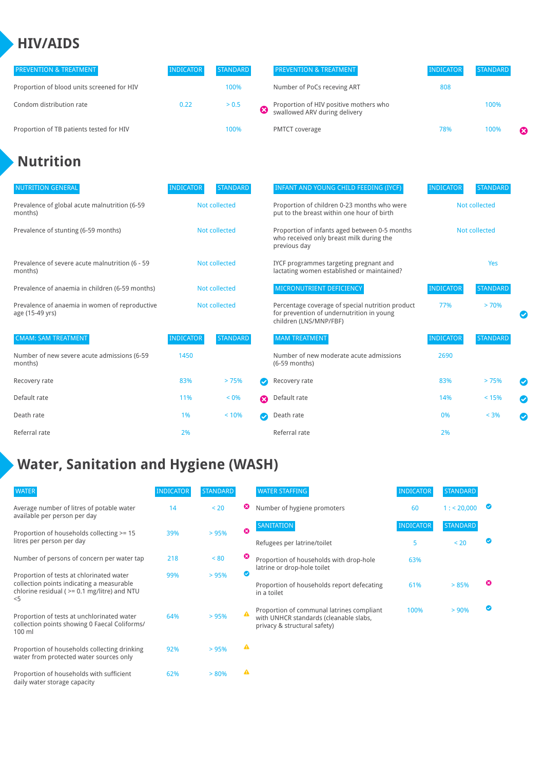# HIV/AIDS

| PREVENTION & TREATMENT | INDICATOR | STANDARD | |
|---|---|---|---|
| Proportion of blood units screened for HIV | | 100% | |
| Condom distribution rate | 0.22 | > 0.5 | ✖ |
| Proportion of TB patients tested for HIV | | 100% | |

| PREVENTION & TREATMENT | INDICATOR | STANDARD | |
|---|---|---|---|
| Number of PoCs receving ART | 808 | | |
| Proportion of HIV positive mothers who swallowed ARV during delivery | | 100% | |
| PMTCT coverage | 78% | 100% | ✖ |

# Nutrition

| NUTRITION GENERAL | INDICATOR | STANDARD |
|---|---|---|
| Prevalence of global acute malnutrition (6-59 months) | Not collected | |
| Prevalence of stunting (6-59 months) | Not collected | |
| Prevalence of severe acute malnutrition (6 - 59 months) | Not collected | |
| Prevalence of anaemia in children (6-59 months) | Not collected | |
| Prevalence of anaemia in women of reproductive age (15-49 yrs) | Not collected | |

| INFANT AND YOUNG CHILD FEEDING (IYCF) | INDICATOR | STANDARD |
|---|---|---|
| Proportion of children 0-23 months who were put to the breast within one hour of birth | Not collected | |
| Proportion of infants aged between 0-5 months who received only breast milk during the previous day | Not collected | |
| IYCF programmes targeting pregnant and lactating women established or maintained? | | Yes |

| MICRONUTRIENT DEFICIENCY | INDICATOR | STANDARD | |
|---|---|---|---|
| Percentage coverage of special nutrition product for prevention of undernutrition in young children (LNS/MNP/FBF) | 77% | > 70% | ✔ |

| CMAM: SAM TREATMENT | INDICATOR | STANDARD | |
|---|---|---|---|
| Number of new severe acute admissions (6-59 months) | 1450 | | |
| Recovery rate | 83% | > 75% | ✔ |
| Default rate | 11% | < 0% | ✖ |
| Death rate | 1% | < 10% | ✔ |
| Referral rate | 2% | | |

| MAM TREATMENT | INDICATOR | STANDARD | |
|---|---|---|---|
| Number of new moderate acute admissions (6-59 months) | 2690 | | |
| Recovery rate | 83% | > 75% | ✔ |
| Default rate | 14% | < 15% | ✔ |
| Death rate | 0% | < 3% | ✔ |
| Referral rate | 2% | | |

# Water, Sanitation and Hygiene (WASH)

| WATER | INDICATOR | STANDARD | |
|---|---|---|---|
| Average number of litres of potable water available per person per day | 14 | < 20 | ✖ |
| Proportion of households collecting >= 15 litres per person per day | 39% | > 95% | ✖ |
| Number of persons of concern per water tap | 218 | < 80 | ✖ |
| Proportion of tests at chlorinated water collection points indicating a measurable chlorine residual ( >= 0.1 mg/litre) and NTU <5 | 99% | > 95% | ✔ |
| Proportion of tests at unchlorinated water collection points showing 0 Faecal Coliforms/ 100 ml | 64% | > 95% | ⚠ |
| Proportion of households collecting drinking water from protected water sources only | 92% | > 95% | ⚠ |
| Proportion of households with sufficient daily water storage capacity | 62% | > 80% | ⚠ |

| WATER STAFFING | INDICATOR | STANDARD | |
|---|---|---|---|
| Number of hygiene promoters | 60 | 1 : < 20,000 | ✔ |

| SANITATION | INDICATOR | STANDARD | |
|---|---|---|---|
| Refugees per latrine/toilet | 5 | < 20 | ✔ |
| Proportion of households with drop-hole latrine or drop-hole toilet | 63% | | |
| Proportion of households report defecating in a toilet | 61% | > 85% | ✖ |
| Proportion of communal latrines compliant with UNHCR standards (cleanable slabs, privacy & structural safety) | 100% | > 90% | ✔ |